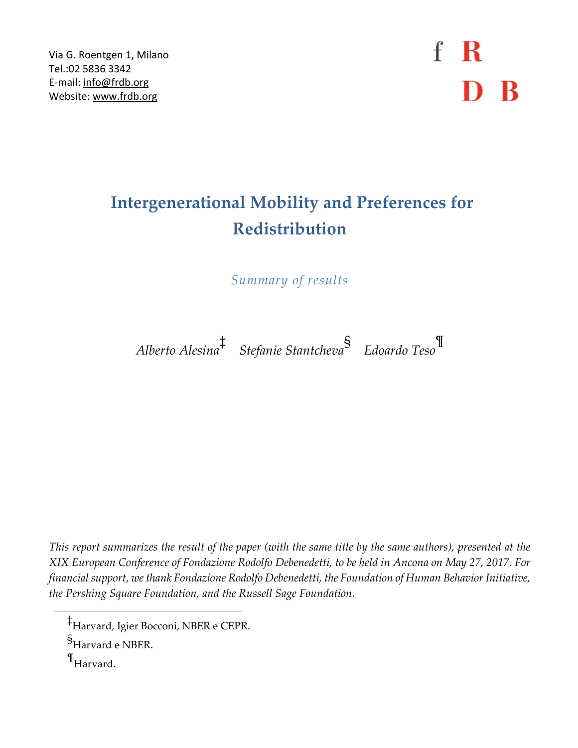Via G. Roentgen 1, Milano
Tel.:02 5836 3342
E-mail: info@frdb.org
Website: www.frdb.org

f R D B

# Intergenerational Mobility and Preferences for Redistribution

*Summary of results*

*Alberto Alesina*[‡] *Stefanie Stantcheva*[§] *Edoardo Teso*[¶]

*This report summarizes the result of the paper (with the same title by the same authors), presented at the XIX European Conference of Fondazione Rodolfo Debenedetti, to be held in Ancona on May 27, 2017. For financial support, we thank Fondazione Rodolfo Debenedetti, the Foundation of Human Behavior Initiative, the Pershing Square Foundation, and the Russell Sage Foundation.*

---

[‡] Harvard, Igier Bocconi, NBER e CEPR.

[§] Harvard e NBER.

[¶] Harvard.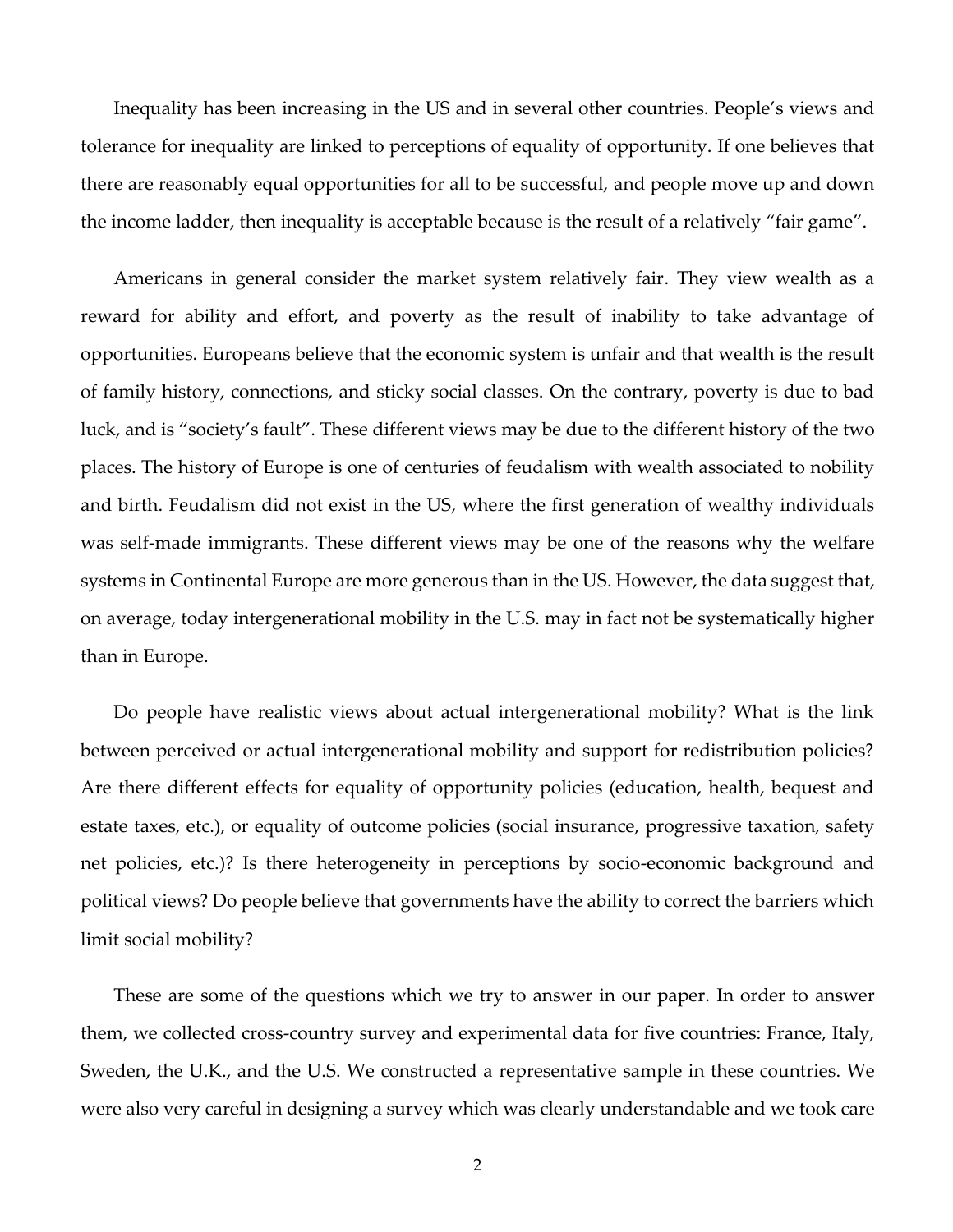Inequality has been increasing in the US and in several other countries. People's views and tolerance for inequality are linked to perceptions of equality of opportunity. If one believes that there are reasonably equal opportunities for all to be successful, and people move up and down the income ladder, then inequality is acceptable because is the result of a relatively "fair game".

Americans in general consider the market system relatively fair. They view wealth as a reward for ability and effort, and poverty as the result of inability to take advantage of opportunities. Europeans believe that the economic system is unfair and that wealth is the result of family history, connections, and sticky social classes. On the contrary, poverty is due to bad luck, and is "society's fault". These different views may be due to the different history of the two places. The history of Europe is one of centuries of feudalism with wealth associated to nobility and birth. Feudalism did not exist in the US, where the first generation of wealthy individuals was self-made immigrants. These different views may be one of the reasons why the welfare systems in Continental Europe are more generous than in the US. However, the data suggest that, on average, today intergenerational mobility in the U.S. may in fact not be systematically higher than in Europe.

Do people have realistic views about actual intergenerational mobility? What is the link between perceived or actual intergenerational mobility and support for redistribution policies? Are there different effects for equality of opportunity policies (education, health, bequest and estate taxes, etc.), or equality of outcome policies (social insurance, progressive taxation, safety net policies, etc.)? Is there heterogeneity in perceptions by socio-economic background and political views? Do people believe that governments have the ability to correct the barriers which limit social mobility?

These are some of the questions which we try to answer in our paper. In order to answer them, we collected cross-country survey and experimental data for five countries: France, Italy, Sweden, the U.K., and the U.S. We constructed a representative sample in these countries. We were also very careful in designing a survey which was clearly understandable and we took care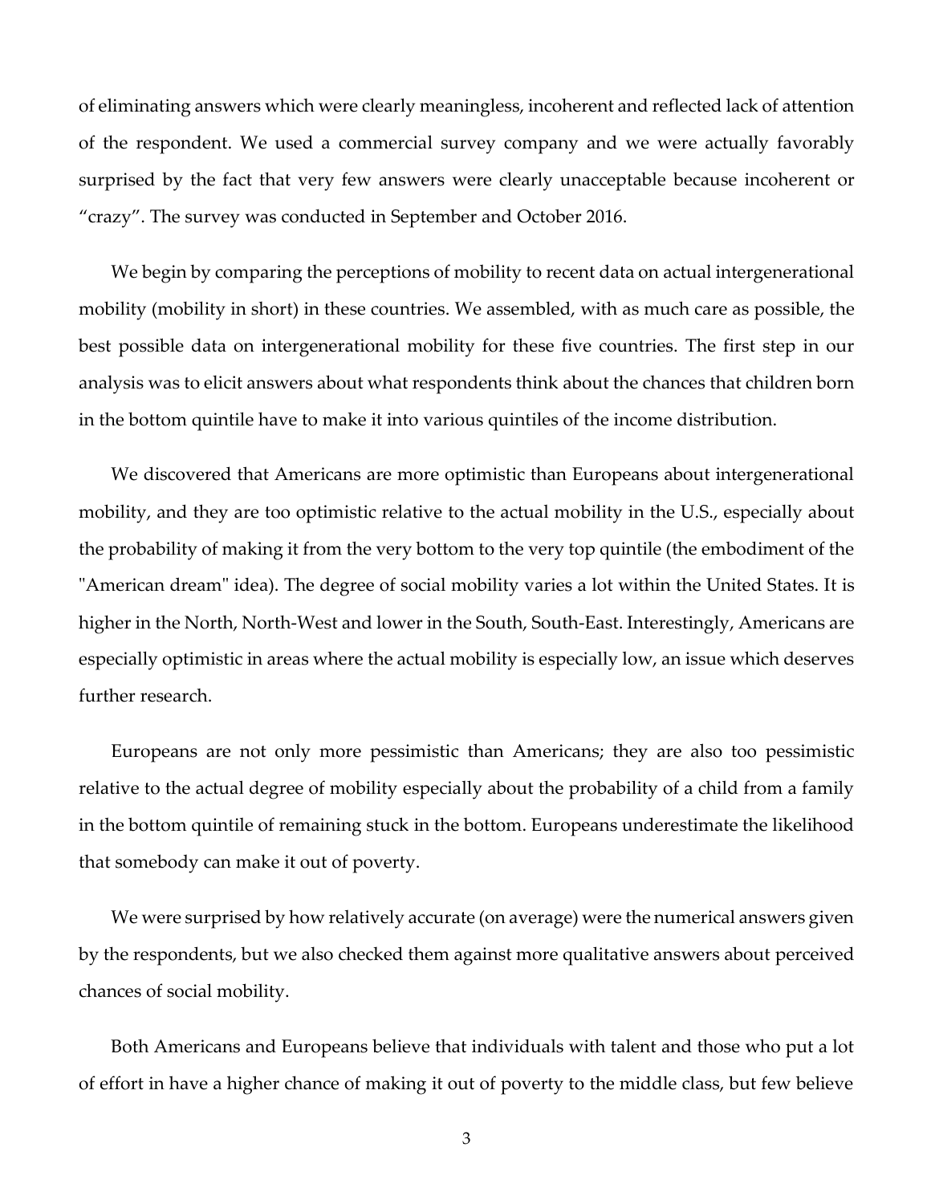of eliminating answers which were clearly meaningless, incoherent and reflected lack of attention of the respondent. We used a commercial survey company and we were actually favorably surprised by the fact that very few answers were clearly unacceptable because incoherent or “crazy”. The survey was conducted in September and October 2016.

We begin by comparing the perceptions of mobility to recent data on actual intergenerational mobility (mobility in short) in these countries. We assembled, with as much care as possible, the best possible data on intergenerational mobility for these five countries. The first step in our analysis was to elicit answers about what respondents think about the chances that children born in the bottom quintile have to make it into various quintiles of the income distribution.

We discovered that Americans are more optimistic than Europeans about intergenerational mobility, and they are too optimistic relative to the actual mobility in the U.S., especially about the probability of making it from the very bottom to the very top quintile (the embodiment of the "American dream" idea). The degree of social mobility varies a lot within the United States. It is higher in the North, North-West and lower in the South, South-East. Interestingly, Americans are especially optimistic in areas where the actual mobility is especially low, an issue which deserves further research.

Europeans are not only more pessimistic than Americans; they are also too pessimistic relative to the actual degree of mobility especially about the probability of a child from a family in the bottom quintile of remaining stuck in the bottom. Europeans underestimate the likelihood that somebody can make it out of poverty.

We were surprised by how relatively accurate (on average) were the numerical answers given by the respondents, but we also checked them against more qualitative answers about perceived chances of social mobility.

Both Americans and Europeans believe that individuals with talent and those who put a lot of effort in have a higher chance of making it out of poverty to the middle class, but few believe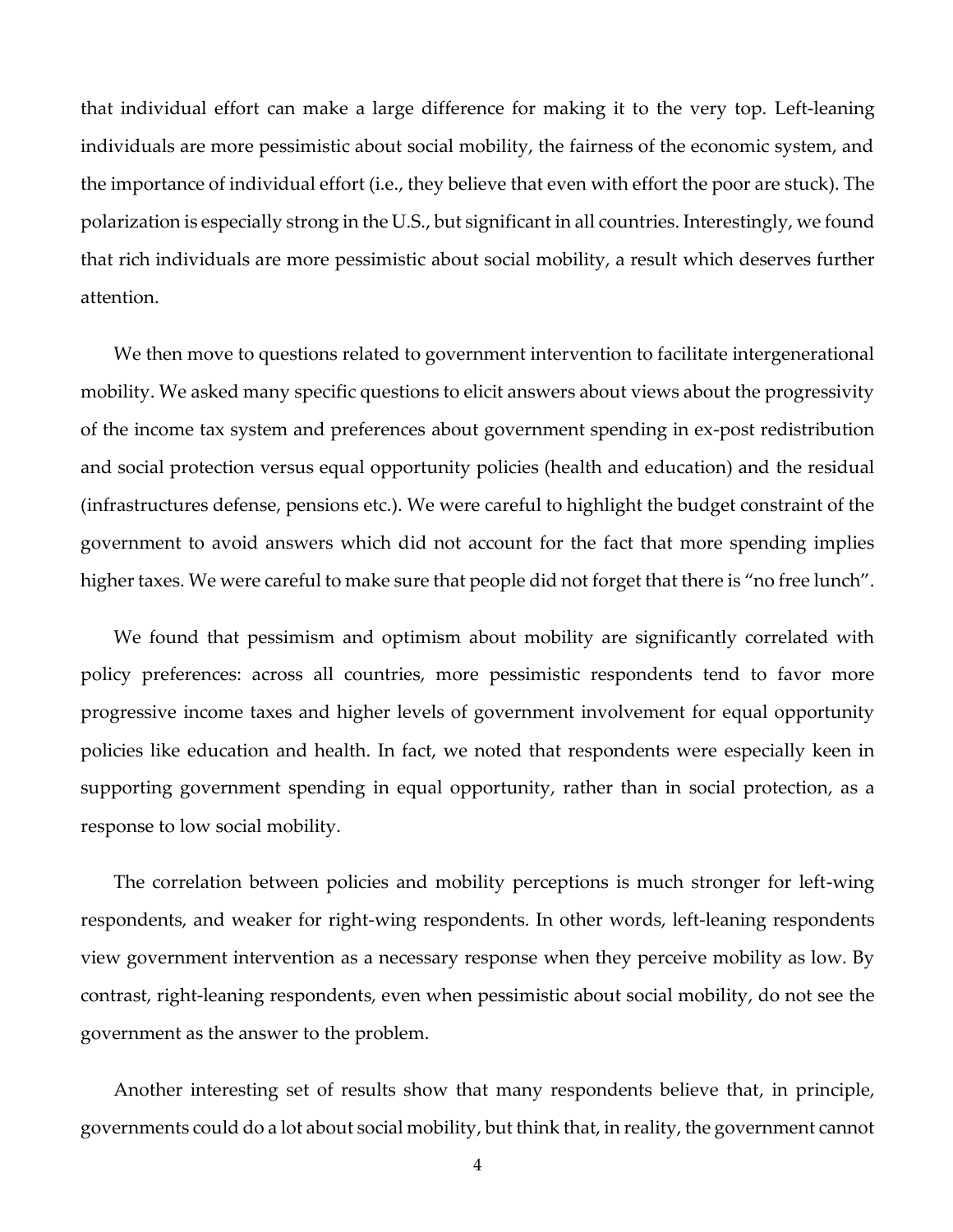that individual effort can make a large difference for making it to the very top. Left-leaning individuals are more pessimistic about social mobility, the fairness of the economic system, and the importance of individual effort (i.e., they believe that even with effort the poor are stuck). The polarization is especially strong in the U.S., but significant in all countries. Interestingly, we found that rich individuals are more pessimistic about social mobility, a result which deserves further attention.

We then move to questions related to government intervention to facilitate intergenerational mobility. We asked many specific questions to elicit answers about views about the progressivity of the income tax system and preferences about government spending in ex-post redistribution and social protection versus equal opportunity policies (health and education) and the residual (infrastructures defense, pensions etc.). We were careful to highlight the budget constraint of the government to avoid answers which did not account for the fact that more spending implies higher taxes. We were careful to make sure that people did not forget that there is "no free lunch".

We found that pessimism and optimism about mobility are significantly correlated with policy preferences: across all countries, more pessimistic respondents tend to favor more progressive income taxes and higher levels of government involvement for equal opportunity policies like education and health. In fact, we noted that respondents were especially keen in supporting government spending in equal opportunity, rather than in social protection, as a response to low social mobility.

The correlation between policies and mobility perceptions is much stronger for left-wing respondents, and weaker for right-wing respondents. In other words, left-leaning respondents view government intervention as a necessary response when they perceive mobility as low. By contrast, right-leaning respondents, even when pessimistic about social mobility, do not see the government as the answer to the problem.

Another interesting set of results show that many respondents believe that, in principle, governments could do a lot about social mobility, but think that, in reality, the government cannot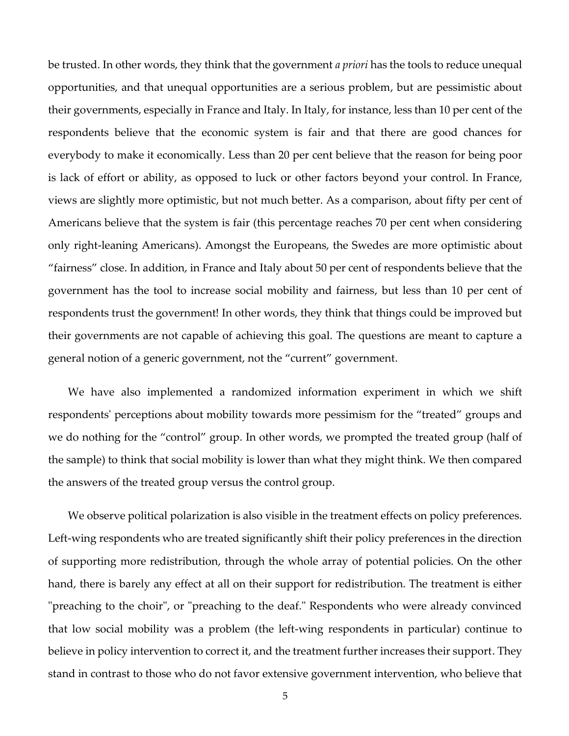be trusted. In other words, they think that the government *a priori* has the tools to reduce unequal opportunities, and that unequal opportunities are a serious problem, but are pessimistic about their governments, especially in France and Italy. In Italy, for instance, less than 10 per cent of the respondents believe that the economic system is fair and that there are good chances for everybody to make it economically. Less than 20 per cent believe that the reason for being poor is lack of effort or ability, as opposed to luck or other factors beyond your control. In France, views are slightly more optimistic, but not much better. As a comparison, about fifty per cent of Americans believe that the system is fair (this percentage reaches 70 per cent when considering only right-leaning Americans). Amongst the Europeans, the Swedes are more optimistic about "fairness" close. In addition, in France and Italy about 50 per cent of respondents believe that the government has the tool to increase social mobility and fairness, but less than 10 per cent of respondents trust the government! In other words, they think that things could be improved but their governments are not capable of achieving this goal. The questions are meant to capture a general notion of a generic government, not the "current" government.

We have also implemented a randomized information experiment in which we shift respondents' perceptions about mobility towards more pessimism for the "treated" groups and we do nothing for the "control" group. In other words, we prompted the treated group (half of the sample) to think that social mobility is lower than what they might think. We then compared the answers of the treated group versus the control group.

We observe political polarization is also visible in the treatment effects on policy preferences. Left-wing respondents who are treated significantly shift their policy preferences in the direction of supporting more redistribution, through the whole array of potential policies. On the other hand, there is barely any effect at all on their support for redistribution. The treatment is either "preaching to the choir", or "preaching to the deaf." Respondents who were already convinced that low social mobility was a problem (the left-wing respondents in particular) continue to believe in policy intervention to correct it, and the treatment further increases their support. They stand in contrast to those who do not favor extensive government intervention, who believe that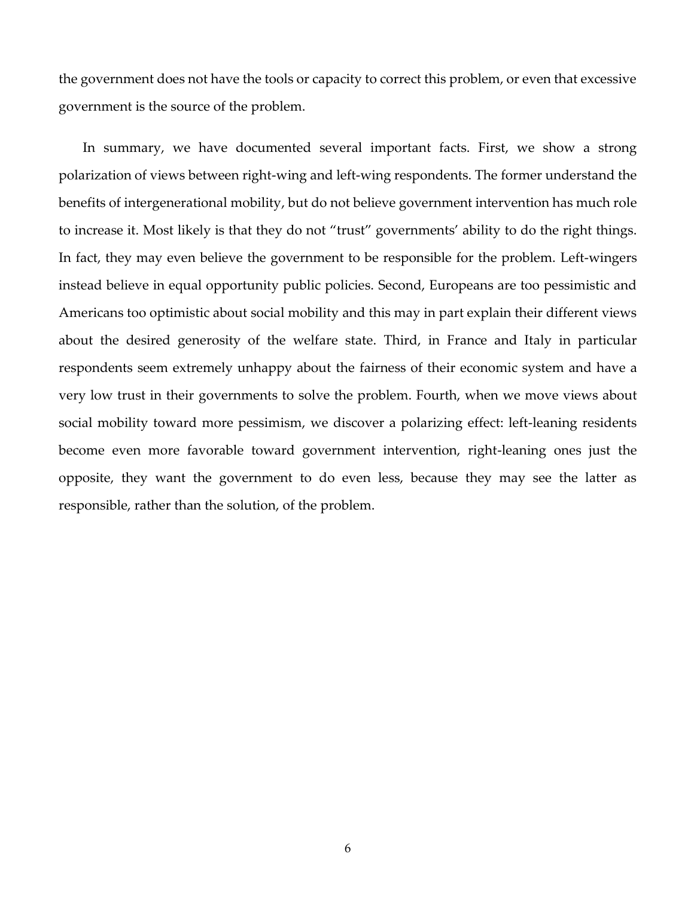the government does not have the tools or capacity to correct this problem, or even that excessive government is the source of the problem.

In summary, we have documented several important facts. First, we show a strong polarization of views between right-wing and left-wing respondents. The former understand the benefits of intergenerational mobility, but do not believe government intervention has much role to increase it. Most likely is that they do not "trust" governments' ability to do the right things. In fact, they may even believe the government to be responsible for the problem. Left-wingers instead believe in equal opportunity public policies. Second, Europeans are too pessimistic and Americans too optimistic about social mobility and this may in part explain their different views about the desired generosity of the welfare state. Third, in France and Italy in particular respondents seem extremely unhappy about the fairness of their economic system and have a very low trust in their governments to solve the problem. Fourth, when we move views about social mobility toward more pessimism, we discover a polarizing effect: left-leaning residents become even more favorable toward government intervention, right-leaning ones just the opposite, they want the government to do even less, because they may see the latter as responsible, rather than the solution, of the problem.